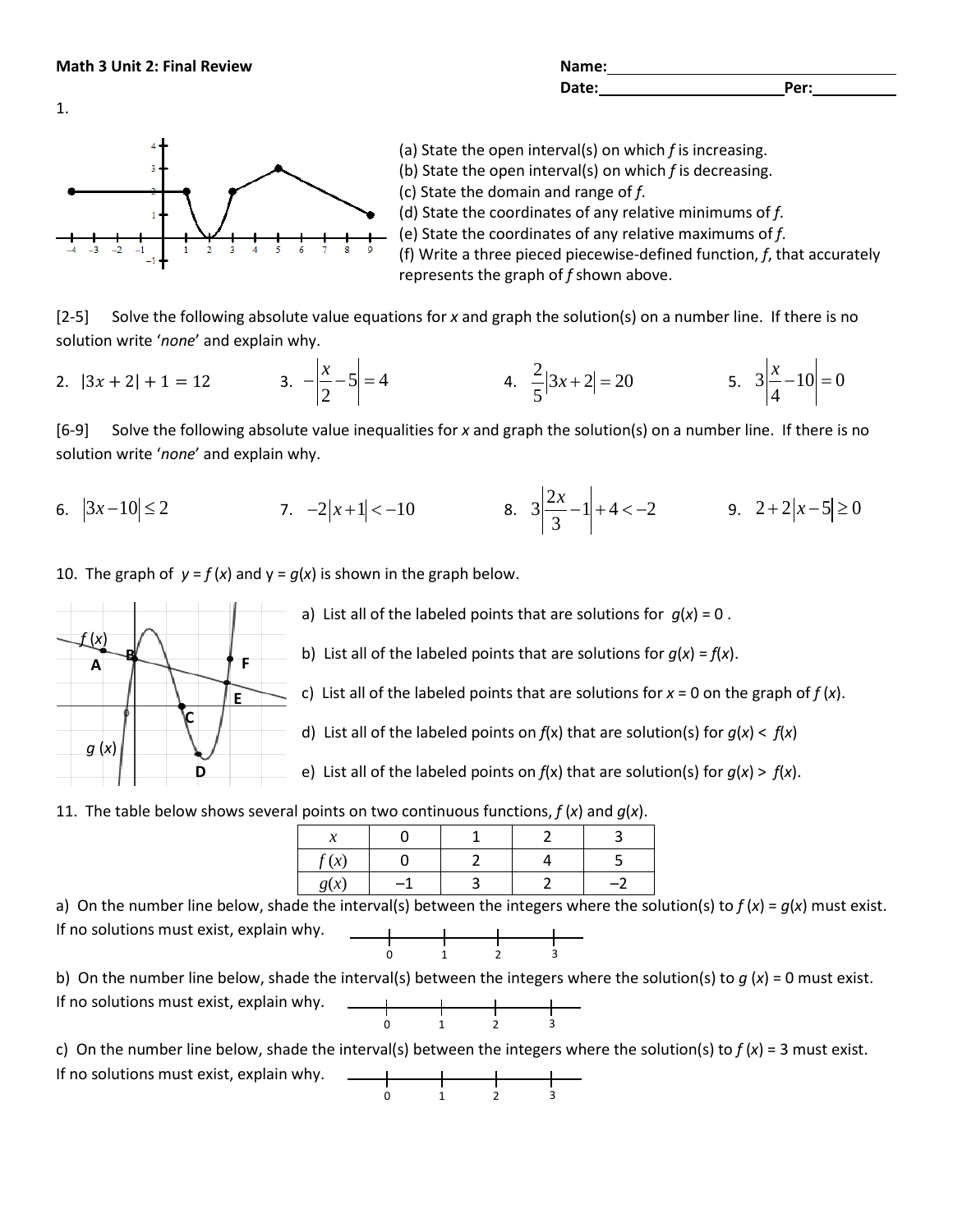**Math 3 Unit 2: Final Review**

Name: ____________________

Date: ____________________ Per: __________

1.

(a) State the open interval(s) on which *f* is increasing.
(b) State the open interval(s) on which *f* is decreasing.
(c) State the domain and range of *f*.
(d) State the coordinates of any relative minimums of *f*.
(e) State the coordinates of any relative maximums of *f*.
(f) Write a three pieced piecewise-defined function, *f*, that accurately represents the graph of *f* shown above.

[2-5] Solve the following absolute value equations for *x* and graph the solution(s) on a number line. If there is no solution write '*none*' and explain why.

2. $|3x+2|+1=12$

3. $-\left|\frac{x}{2}-5\right|=4$

4. $\frac{2}{5}|3x+2|=20$

5. $3\left|\frac{x}{4}-10\right|=0$

[6-9] Solve the following absolute value inequalities for *x* and graph the solution(s) on a number line. If there is no solution write '*none*' and explain why.

6. $|3x-10|\le 2$

7. $-2|x+1|<-10$

8. $3\left|\frac{2x}{3}-1\right|+4<-2$

9. $2+2|x-5|\ge 0$

10. The graph of $y = f(x)$ and $y = g(x)$ is shown in the graph below.

a) List all of the labeled points that are solutions for $g(x) = 0$.

b) List all of the labeled points that are solutions for $g(x) = f(x)$.

c) List all of the labeled points that are solutions for $x = 0$ on the graph of $f(x)$.

d) List all of the labeled points on $f(x)$ that are solution(s) for $g(x) < f(x)$

e) List all of the labeled points on $f(x)$ that are solution(s) for $g(x) > f(x)$.

11. The table below shows several points on two continuous functions, $f(x)$ and $g(x)$.

| $x$ | 0 | 1 | 2 | 3 |
|---|---|---|---|---|
| $f(x)$ | 0 | 2 | 4 | 5 |
| $g(x)$ | –1 | 3 | 2 | –2 |

a) On the number line below, shade the interval(s) between the integers where the solution(s) to $f(x) = g(x)$ must exist. If no solutions must exist, explain why.

b) On the number line below, shade the interval(s) between the integers where the solution(s) to $g(x) = 0$ must exist. If no solutions must exist, explain why.

c) On the number line below, shade the interval(s) between the integers where the solution(s) to $f(x) = 3$ must exist. If no solutions must exist, explain why.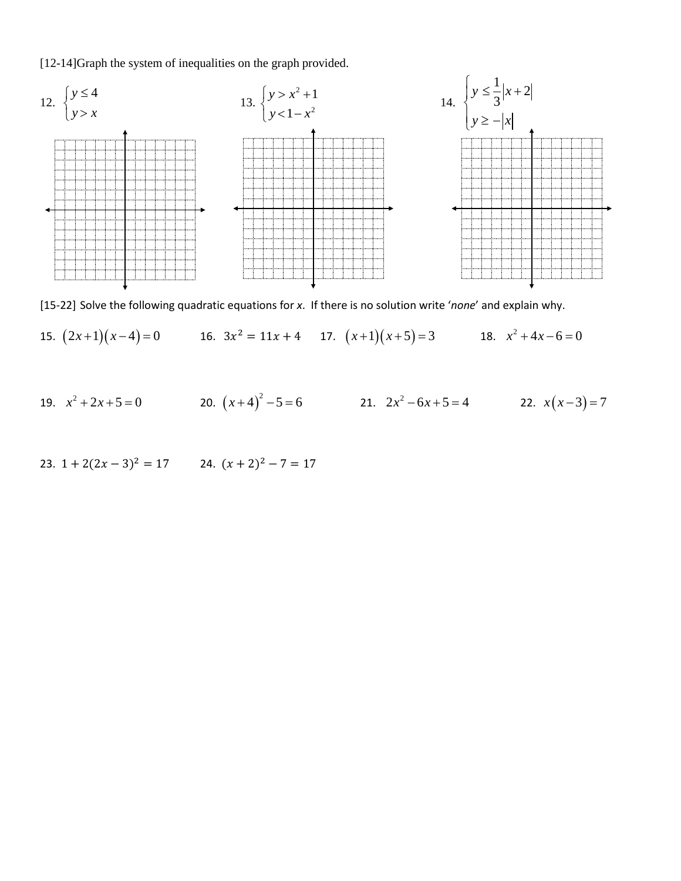[12-14]Graph the system of inequalities on the graph provided.

12. $\begin{cases} y \leq 4 \\ y > x \end{cases}$

13. $\begin{cases} y > x^2 + 1 \\ y < 1 - x^2 \end{cases}$

14. $\begin{cases} y \leq \frac{1}{3}|x+2| \\ y \geq -|x| \end{cases}$

[15-22] Solve the following quadratic equations for *x*. If there is no solution write '*none*' and explain why.

15. $(2x+1)(x-4)=0$

16. $3x^2 = 11x + 4$

17. $(x+1)(x+5)=3$

18. $x^2+4x-6=0$

19. $x^2+2x+5=0$

20. $(x+4)^2-5=6$

21. $2x^2-6x+5=4$

22. $x(x-3)=7$

23. $1 + 2(2x-3)^2 = 17$

24. $(x+2)^2 - 7 = 17$